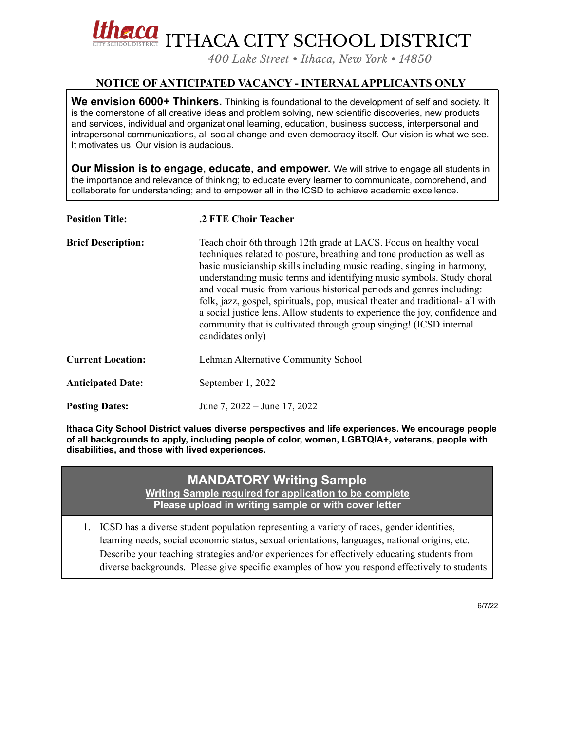# ITHACA CITY SCHOOL DISTRICT

*400 Lake Street • Ithaca, New York • 14850*

## NOTICE OF ANTICIPATED VACANCY - INTERNAL APPLICANTS ONLY

**We envision 6000+ Thinkers.** Thinking is foundational to the development of self and society. It is the cornerstone of all creative ideas and problem solving, new scientific discoveries, new products and services, individual and organizational learning, education, business success, interpersonal and intrapersonal communications, all social change and even democracy itself. Our vision is what we see. It motivates us. Our vision is audacious.

**Our Mission is to engage, educate, and empower.** We will strive to engage all students in the importance and relevance of thinking; to educate every learner to communicate, comprehend, and collaborate for understanding; and to empower all in the ICSD to achieve academic excellence.

**Position Title:** **.2 FTE Choir Teacher**

**Brief Description:** Teach choir 6th through 12th grade at LACS. Focus on healthy vocal techniques related to posture, breathing and tone production as well as basic musicianship skills including music reading, singing in harmony, understanding music terms and identifying music symbols. Study choral and vocal music from various historical periods and genres including: folk, jazz, gospel, spirituals, pop, musical theater and traditional- all with a social justice lens. Allow students to experience the joy, confidence and community that is cultivated through group singing! (ICSD internal candidates only)

**Current Location:** Lehman Alternative Community School

**Anticipated Date:** September 1, 2022

**Posting Dates:** June 7, 2022 – June 17, 2022

**Ithaca City School District values diverse perspectives and life experiences. We encourage people of all backgrounds to apply, including people of color, women, LGBTQIA+, veterans, people with disabilities, and those with lived experiences.**

## MANDATORY Writing Sample

**Writing Sample required for application to be complete**

**Please upload in writing sample or with cover letter**

1. ICSD has a diverse student population representing a variety of races, gender identities, learning needs, social economic status, sexual orientations, languages, national origins, etc. Describe your teaching strategies and/or experiences for effectively educating students from diverse backgrounds. Please give specific examples of how you respond effectively to students

6/7/22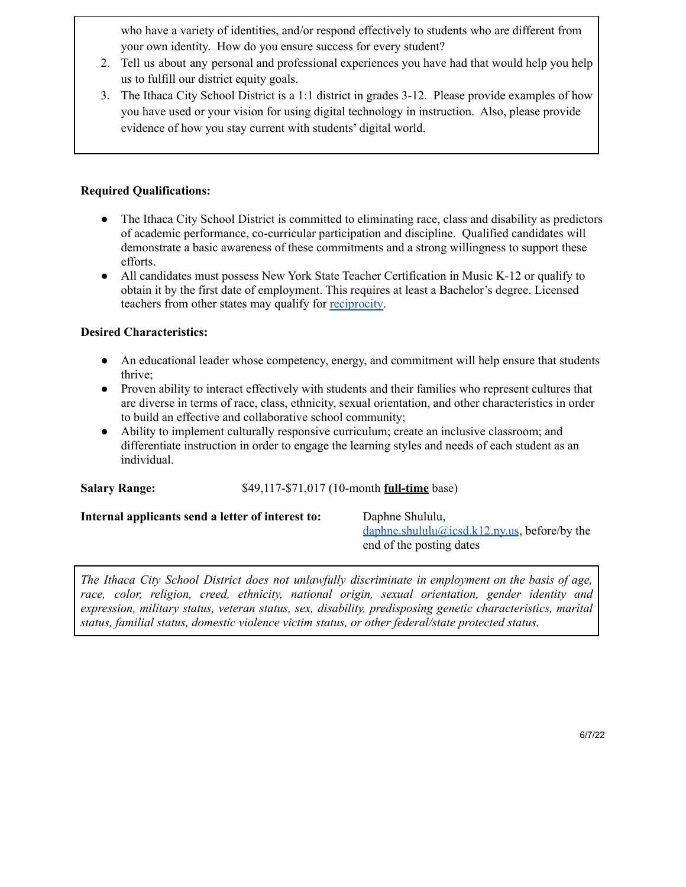who have a variety of identities, and/or respond effectively to students who are different from your own identity. How do you ensure success for every student?

2. Tell us about any personal and professional experiences you have had that would help you help us to fulfill our district equity goals.
3. The Ithaca City School District is a 1:1 district in grades 3-12. Please provide examples of how you have used or your vision for using digital technology in instruction. Also, please provide evidence of how you stay current with students' digital world.

**Required Qualifications:**

- The Ithaca City School District is committed to eliminating race, class and disability as predictors of academic performance, co-curricular participation and discipline. Qualified candidates will demonstrate a basic awareness of these commitments and a strong willingness to support these efforts.
- All candidates must possess New York State Teacher Certification in Music K-12 or qualify to obtain it by the first date of employment. This requires at least a Bachelor's degree. Licensed teachers from other states may qualify for reciprocity.

**Desired Characteristics:**

- An educational leader whose competency, energy, and commitment will help ensure that students thrive;
- Proven ability to interact effectively with students and their families who represent cultures that are diverse in terms of race, class, ethnicity, sexual orientation, and other characteristics in order to build an effective and collaborative school community;
- Ability to implement culturally responsive curriculum; create an inclusive classroom; and differentiate instruction in order to engage the learning styles and needs of each student as an individual.

**Salary Range:** $49,117-$71,017 (10-month **full-time** base)

**Internal applicants send a letter of interest to:** Daphne Shululu, daphne.shululu@icsd.k12.ny.us, before/by the end of the posting dates

*The Ithaca City School District does not unlawfully discriminate in employment on the basis of age, race, color, religion, creed, ethnicity, national origin, sexual orientation, gender identity and expression, military status, veteran status, sex, disability, predisposing genetic characteristics, marital status, familial status, domestic violence victim status, or other federal/state protected status.*

6/7/22